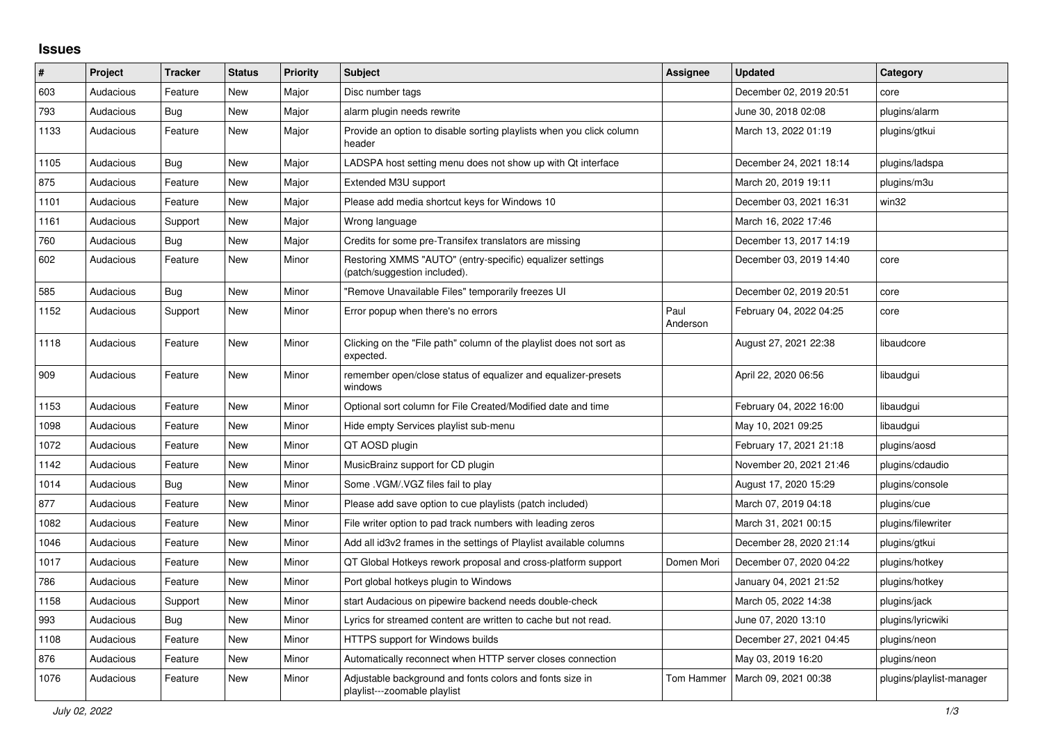# Issues

| # | Project | Tracker | Status | Priority | Subject | Assignee | Updated | Category |
|---|---|---|---|---|---|---|---|---|
| 603 | Audacious | Feature | New | Major | Disc number tags | | December 02, 2019 20:51 | core |
| 793 | Audacious | Bug | New | Major | alarm plugin needs rewrite | | June 30, 2018 02:08 | plugins/alarm |
| 1133 | Audacious | Feature | New | Major | Provide an option to disable sorting playlists when you click column header | | March 13, 2022 01:19 | plugins/gtkui |
| 1105 | Audacious | Bug | New | Major | LADSPA host setting menu does not show up with Qt interface | | December 24, 2021 18:14 | plugins/ladspa |
| 875 | Audacious | Feature | New | Major | Extended M3U support | | March 20, 2019 19:11 | plugins/m3u |
| 1101 | Audacious | Feature | New | Major | Please add media shortcut keys for Windows 10 | | December 03, 2021 16:31 | win32 |
| 1161 | Audacious | Support | New | Major | Wrong language | | March 16, 2022 17:46 | |
| 760 | Audacious | Bug | New | Major | Credits for some pre-Transifex translators are missing | | December 13, 2017 14:19 | |
| 602 | Audacious | Feature | New | Minor | Restoring XMMS "AUTO" (entry-specific) equalizer settings (patch/suggestion included). | | December 03, 2019 14:40 | core |
| 585 | Audacious | Bug | New | Minor | "Remove Unavailable Files" temporarily freezes UI | | December 02, 2019 20:51 | core |
| 1152 | Audacious | Support | New | Minor | Error popup when there's no errors | Paul Anderson | February 04, 2022 04:25 | core |
| 1118 | Audacious | Feature | New | Minor | Clicking on the "File path" column of the playlist does not sort as expected. | | August 27, 2021 22:38 | libaudcore |
| 909 | Audacious | Feature | New | Minor | remember open/close status of equalizer and equalizer-presets windows | | April 22, 2020 06:56 | libaudgui |
| 1153 | Audacious | Feature | New | Minor | Optional sort column for File Created/Modified date and time | | February 04, 2022 16:00 | libaudgui |
| 1098 | Audacious | Feature | New | Minor | Hide empty Services playlist sub-menu | | May 10, 2021 09:25 | libaudgui |
| 1072 | Audacious | Feature | New | Minor | QT AOSD plugin | | February 17, 2021 21:18 | plugins/aosd |
| 1142 | Audacious | Feature | New | Minor | MusicBrainz support for CD plugin | | November 20, 2021 21:46 | plugins/cdaudio |
| 1014 | Audacious | Bug | New | Minor | Some .VGM/.VGZ files fail to play | | August 17, 2020 15:29 | plugins/console |
| 877 | Audacious | Feature | New | Minor | Please add save option to cue playlists (patch included) | | March 07, 2019 04:18 | plugins/cue |
| 1082 | Audacious | Feature | New | Minor | File writer option to pad track numbers with leading zeros | | March 31, 2021 00:15 | plugins/filewriter |
| 1046 | Audacious | Feature | New | Minor | Add all id3v2 frames in the settings of Playlist available columns | | December 28, 2020 21:14 | plugins/gtkui |
| 1017 | Audacious | Feature | New | Minor | QT Global Hotkeys rework proposal and cross-platform support | Domen Mori | December 07, 2020 04:22 | plugins/hotkey |
| 786 | Audacious | Feature | New | Minor | Port global hotkeys plugin to Windows | | January 04, 2021 21:52 | plugins/hotkey |
| 1158 | Audacious | Support | New | Minor | start Audacious on pipewire backend needs double-check | | March 05, 2022 14:38 | plugins/jack |
| 993 | Audacious | Bug | New | Minor | Lyrics for streamed content are written to cache but not read. | | June 07, 2020 13:10 | plugins/lyricwiki |
| 1108 | Audacious | Feature | New | Minor | HTTPS support for Windows builds | | December 27, 2021 04:45 | plugins/neon |
| 876 | Audacious | Feature | New | Minor | Automatically reconnect when HTTP server closes connection | | May 03, 2019 16:20 | plugins/neon |
| 1076 | Audacious | Feature | New | Minor | Adjustable background and fonts colors and fonts size in playlist---zoomable playlist | Tom Hammer | March 09, 2021 00:38 | plugins/playlist-manager |

*July 02, 2022*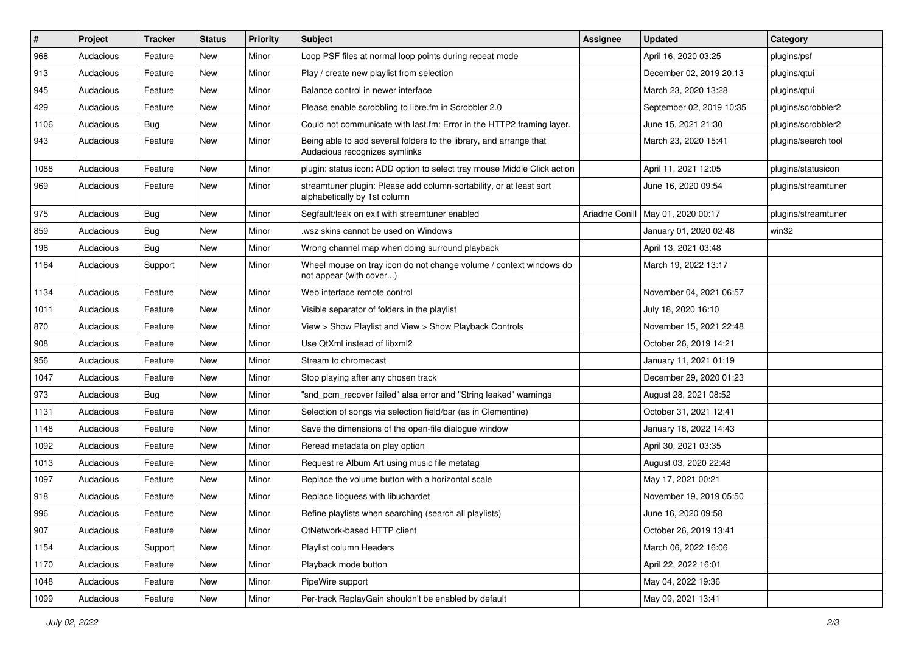| # | Project | Tracker | Status | Priority | Subject | Assignee | Updated | Category |
|---|---|---|---|---|---|---|---|---|
| 968 | Audacious | Feature | New | Minor | Loop PSF files at normal loop points during repeat mode | | April 16, 2020 03:25 | plugins/psf |
| 913 | Audacious | Feature | New | Minor | Play / create new playlist from selection | | December 02, 2019 20:13 | plugins/qtui |
| 945 | Audacious | Feature | New | Minor | Balance control in newer interface | | March 23, 2020 13:28 | plugins/qtui |
| 429 | Audacious | Feature | New | Minor | Please enable scrobbling to libre.fm in Scrobbler 2.0 | | September 02, 2019 10:35 | plugins/scrobbler2 |
| 1106 | Audacious | Bug | New | Minor | Could not communicate with last.fm: Error in the HTTP2 framing layer. | | June 15, 2021 21:30 | plugins/scrobbler2 |
| 943 | Audacious | Feature | New | Minor | Being able to add several folders to the library, and arrange that Audacious recognizes symlinks | | March 23, 2020 15:41 | plugins/search tool |
| 1088 | Audacious | Feature | New | Minor | plugin: status icon: ADD option to select tray mouse Middle Click action | | April 11, 2021 12:05 | plugins/statusicon |
| 969 | Audacious | Feature | New | Minor | streamtuner plugin: Please add column-sortability, or at least sort alphabetically by 1st column | | June 16, 2020 09:54 | plugins/streamtuner |
| 975 | Audacious | Bug | New | Minor | Segfault/leak on exit with streamtuner enabled | Ariadne Conill | May 01, 2020 00:17 | plugins/streamtuner |
| 859 | Audacious | Bug | New | Minor | .wsz skins cannot be used on Windows | | January 01, 2020 02:48 | win32 |
| 196 | Audacious | Bug | New | Minor | Wrong channel map when doing surround playback | | April 13, 2021 03:48 | |
| 1164 | Audacious | Support | New | Minor | Wheel mouse on tray icon do not change volume / context windows do not appear (with cover...) | | March 19, 2022 13:17 | |
| 1134 | Audacious | Feature | New | Minor | Web interface remote control | | November 04, 2021 06:57 | |
| 1011 | Audacious | Feature | New | Minor | Visible separator of folders in the playlist | | July 18, 2020 16:10 | |
| 870 | Audacious | Feature | New | Minor | View > Show Playlist and View > Show Playback Controls | | November 15, 2021 22:48 | |
| 908 | Audacious | Feature | New | Minor | Use QtXml instead of libxml2 | | October 26, 2019 14:21 | |
| 956 | Audacious | Feature | New | Minor | Stream to chromecast | | January 11, 2021 01:19 | |
| 1047 | Audacious | Feature | New | Minor | Stop playing after any chosen track | | December 29, 2020 01:23 | |
| 973 | Audacious | Bug | New | Minor | "snd_pcm_recover failed" alsa error and "String leaked" warnings | | August 28, 2021 08:52 | |
| 1131 | Audacious | Feature | New | Minor | Selection of songs via selection field/bar (as in Clementine) | | October 31, 2021 12:41 | |
| 1148 | Audacious | Feature | New | Minor | Save the dimensions of the open-file dialogue window | | January 18, 2022 14:43 | |
| 1092 | Audacious | Feature | New | Minor | Reread metadata on play option | | April 30, 2021 03:35 | |
| 1013 | Audacious | Feature | New | Minor | Request re Album Art using music file metatag | | August 03, 2020 22:48 | |
| 1097 | Audacious | Feature | New | Minor | Replace the volume button with a horizontal scale | | May 17, 2021 00:21 | |
| 918 | Audacious | Feature | New | Minor | Replace libguess with libuchardet | | November 19, 2019 05:50 | |
| 996 | Audacious | Feature | New | Minor | Refine playlists when searching (search all playlists) | | June 16, 2020 09:58 | |
| 907 | Audacious | Feature | New | Minor | QtNetwork-based HTTP client | | October 26, 2019 13:41 | |
| 1154 | Audacious | Support | New | Minor | Playlist column Headers | | March 06, 2022 16:06 | |
| 1170 | Audacious | Feature | New | Minor | Playback mode button | | April 22, 2022 16:01 | |
| 1048 | Audacious | Feature | New | Minor | PipeWire support | | May 04, 2022 19:36 | |
| 1099 | Audacious | Feature | New | Minor | Per-track ReplayGain shouldn't be enabled by default | | May 09, 2021 13:41 | |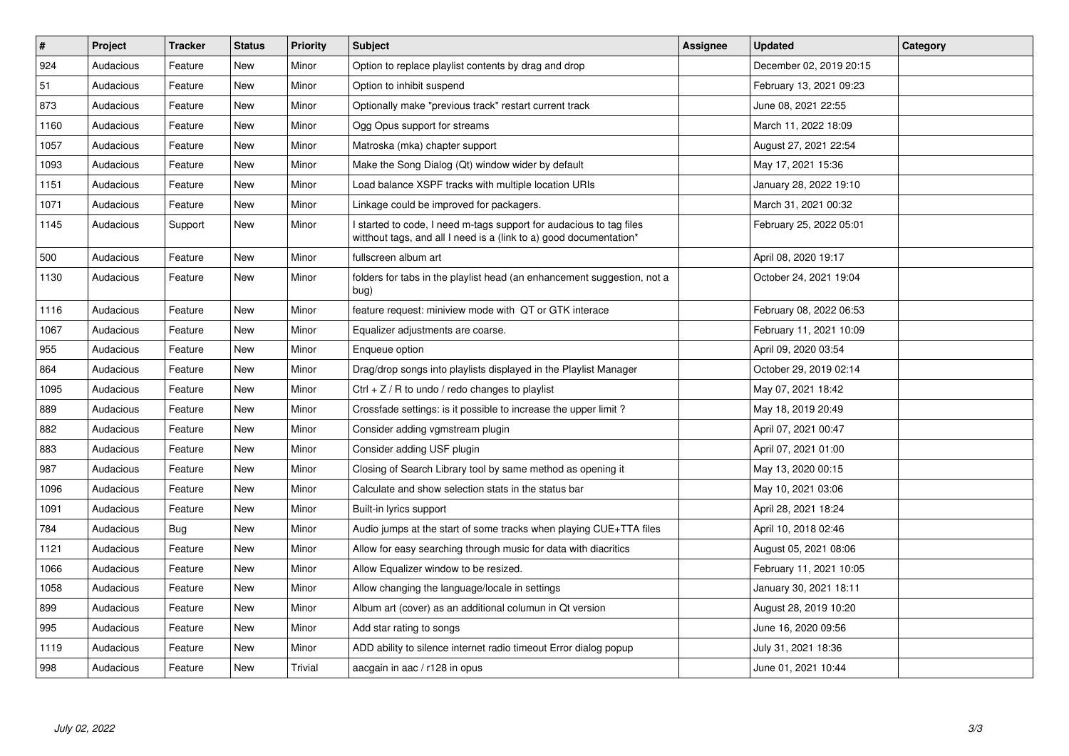| # | Project | Tracker | Status | Priority | Subject | Assignee | Updated | Category |
|---|---|---|---|---|---|---|---|---|
| 924 | Audacious | Feature | New | Minor | Option to replace playlist contents by drag and drop | | December 02, 2019 20:15 | |
| 51 | Audacious | Feature | New | Minor | Option to inhibit suspend | | February 13, 2021 09:23 | |
| 873 | Audacious | Feature | New | Minor | Optionally make "previous track" restart current track | | June 08, 2021 22:55 | |
| 1160 | Audacious | Feature | New | Minor | Ogg Opus support for streams | | March 11, 2022 18:09 | |
| 1057 | Audacious | Feature | New | Minor | Matroska (mka) chapter support | | August 27, 2021 22:54 | |
| 1093 | Audacious | Feature | New | Minor | Make the Song Dialog (Qt) window wider by default | | May 17, 2021 15:36 | |
| 1151 | Audacious | Feature | New | Minor | Load balance XSPF tracks with multiple location URIs | | January 28, 2022 19:10 | |
| 1071 | Audacious | Feature | New | Minor | Linkage could be improved for packagers. | | March 31, 2021 00:32 | |
| 1145 | Audacious | Support | New | Minor | I started to code, I need m-tags support for audacious to tag files witthout tags, and all I need is a (link to a) good documentation* | | February 25, 2022 05:01 | |
| 500 | Audacious | Feature | New | Minor | fullscreen album art | | April 08, 2020 19:17 | |
| 1130 | Audacious | Feature | New | Minor | folders for tabs in the playlist head (an enhancement suggestion, not a bug) | | October 24, 2021 19:04 | |
| 1116 | Audacious | Feature | New | Minor | feature request: miniview mode with QT or GTK interace | | February 08, 2022 06:53 | |
| 1067 | Audacious | Feature | New | Minor | Equalizer adjustments are coarse. | | February 11, 2021 10:09 | |
| 955 | Audacious | Feature | New | Minor | Enqueue option | | April 09, 2020 03:54 | |
| 864 | Audacious | Feature | New | Minor | Drag/drop songs into playlists displayed in the Playlist Manager | | October 29, 2019 02:14 | |
| 1095 | Audacious | Feature | New | Minor | Ctrl + Z / R to undo / redo changes to playlist | | May 07, 2021 18:42 | |
| 889 | Audacious | Feature | New | Minor | Crossfade settings: is it possible to increase the upper limit ? | | May 18, 2019 20:49 | |
| 882 | Audacious | Feature | New | Minor | Consider adding vgmstream plugin | | April 07, 2021 00:47 | |
| 883 | Audacious | Feature | New | Minor | Consider adding USF plugin | | April 07, 2021 01:00 | |
| 987 | Audacious | Feature | New | Minor | Closing of Search Library tool by same method as opening it | | May 13, 2020 00:15 | |
| 1096 | Audacious | Feature | New | Minor | Calculate and show selection stats in the status bar | | May 10, 2021 03:06 | |
| 1091 | Audacious | Feature | New | Minor | Built-in lyrics support | | April 28, 2021 18:24 | |
| 784 | Audacious | Bug | New | Minor | Audio jumps at the start of some tracks when playing CUE+TTA files | | April 10, 2018 02:46 | |
| 1121 | Audacious | Feature | New | Minor | Allow for easy searching through music for data with diacritics | | August 05, 2021 08:06 | |
| 1066 | Audacious | Feature | New | Minor | Allow Equalizer window to be resized. | | February 11, 2021 10:05 | |
| 1058 | Audacious | Feature | New | Minor | Allow changing the language/locale in settings | | January 30, 2021 18:11 | |
| 899 | Audacious | Feature | New | Minor | Album art (cover) as an additional columun in Qt version | | August 28, 2019 10:20 | |
| 995 | Audacious | Feature | New | Minor | Add star rating to songs | | June 16, 2020 09:56 | |
| 1119 | Audacious | Feature | New | Minor | ADD ability to silence internet radio timeout Error dialog popup | | July 31, 2021 18:36 | |
| 998 | Audacious | Feature | New | Trivial | aacgain in aac / r128 in opus | | June 01, 2021 10:44 | |

*July 02, 2022*